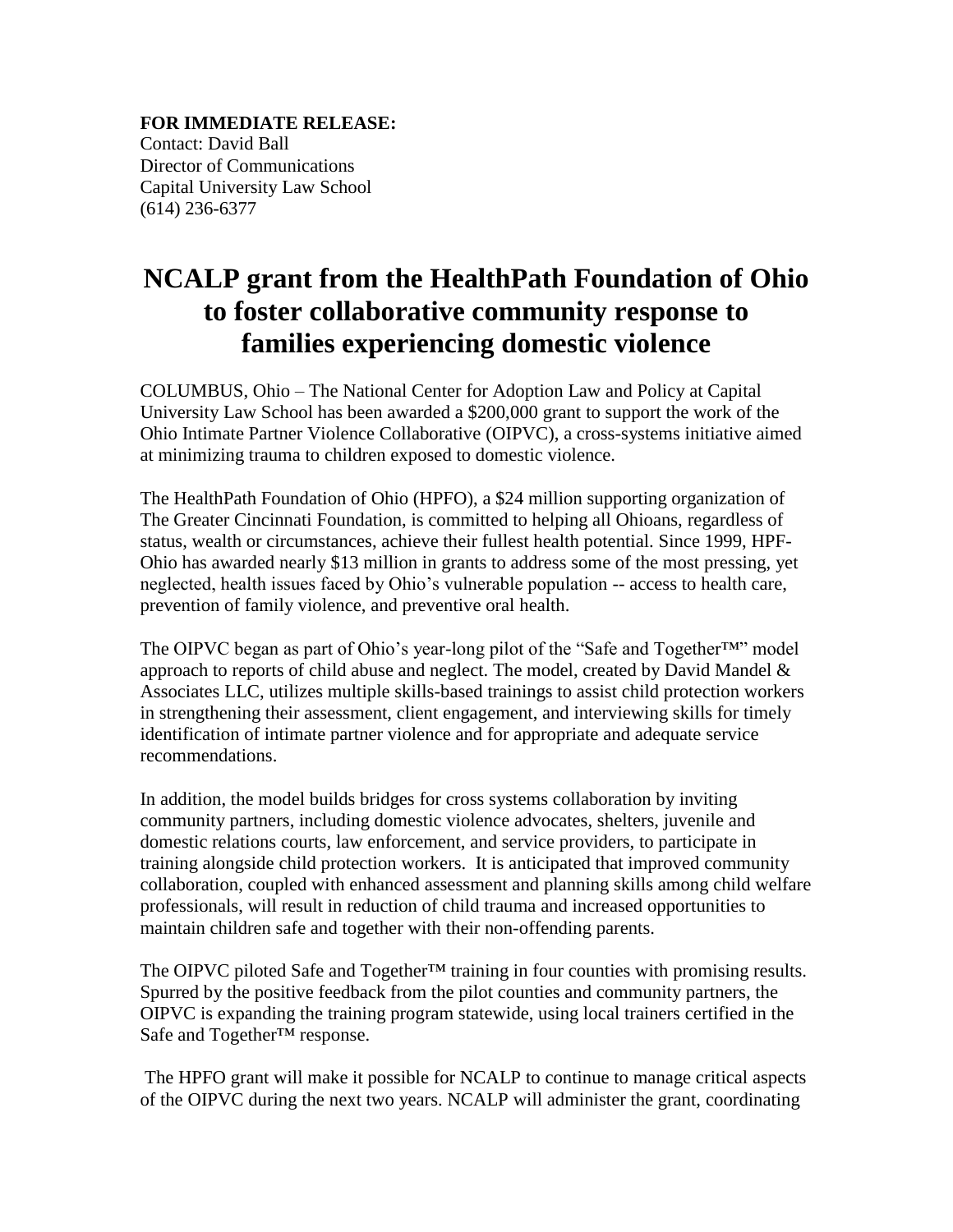**FOR IMMEDIATE RELEASE:**
Contact: David Ball
Director of Communications
Capital University Law School
(614) 236-6377

# NCALP grant from the HealthPath Foundation of Ohio to foster collaborative community response to families experiencing domestic violence

COLUMBUS, Ohio – The National Center for Adoption Law and Policy at Capital University Law School has been awarded a $200,000 grant to support the work of the Ohio Intimate Partner Violence Collaborative (OIPVC), a cross-systems initiative aimed at minimizing trauma to children exposed to domestic violence.

The HealthPath Foundation of Ohio (HPFO), a $24 million supporting organization of The Greater Cincinnati Foundation, is committed to helping all Ohioans, regardless of status, wealth or circumstances, achieve their fullest health potential. Since 1999, HPF-Ohio has awarded nearly $13 million in grants to address some of the most pressing, yet neglected, health issues faced by Ohio's vulnerable population -- access to health care, prevention of family violence, and preventive oral health.

The OIPVC began as part of Ohio's year-long pilot of the "Safe and Together™" model approach to reports of child abuse and neglect. The model, created by David Mandel & Associates LLC, utilizes multiple skills-based trainings to assist child protection workers in strengthening their assessment, client engagement, and interviewing skills for timely identification of intimate partner violence and for appropriate and adequate service recommendations.

In addition, the model builds bridges for cross systems collaboration by inviting community partners, including domestic violence advocates, shelters, juvenile and domestic relations courts, law enforcement, and service providers, to participate in training alongside child protection workers. It is anticipated that improved community collaboration, coupled with enhanced assessment and planning skills among child welfare professionals, will result in reduction of child trauma and increased opportunities to maintain children safe and together with their non-offending parents.

The OIPVC piloted Safe and Together™ training in four counties with promising results. Spurred by the positive feedback from the pilot counties and community partners, the OIPVC is expanding the training program statewide, using local trainers certified in the Safe and Together™ response.

The HPFO grant will make it possible for NCALP to continue to manage critical aspects of the OIPVC during the next two years. NCALP will administer the grant, coordinating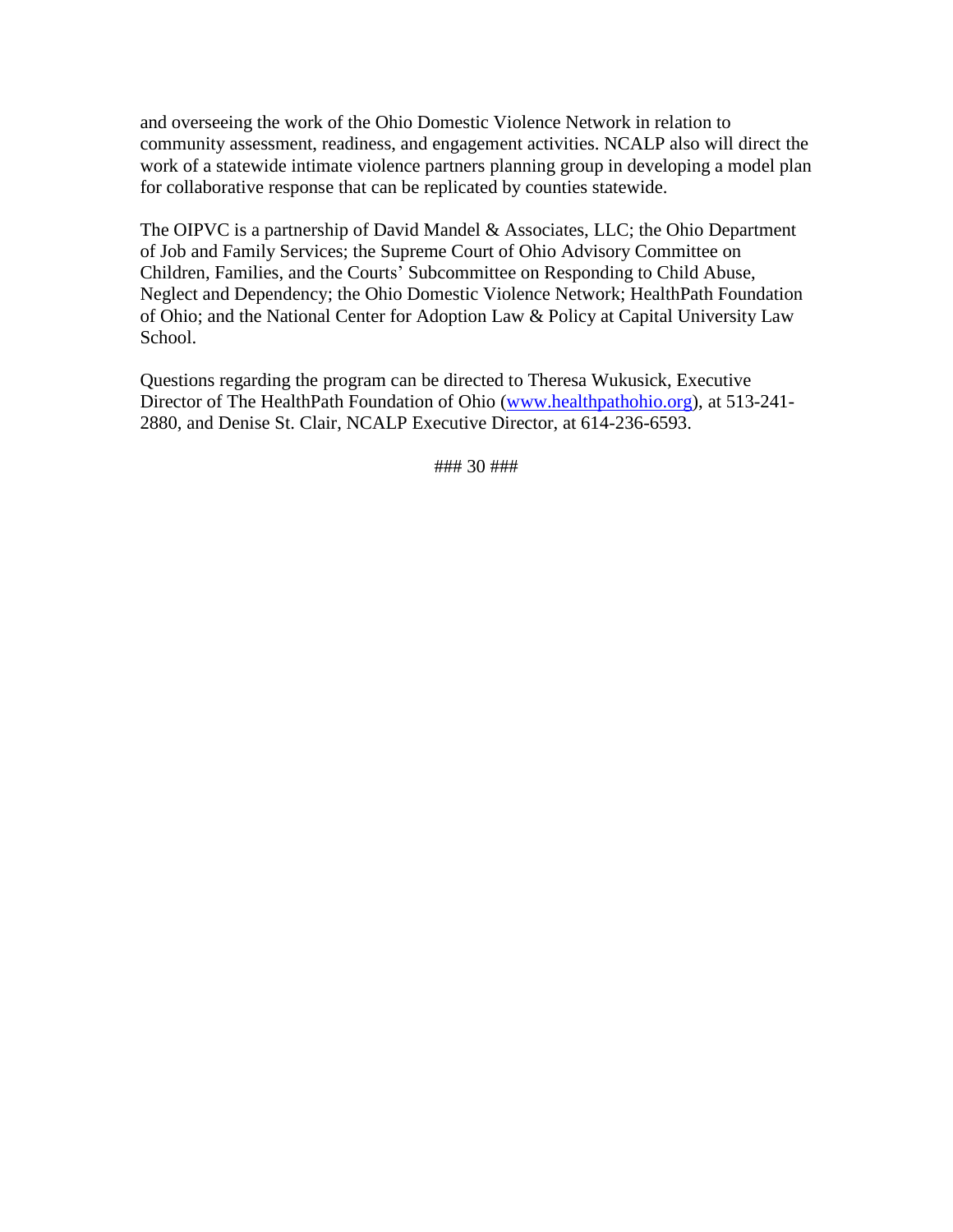and overseeing the work of the Ohio Domestic Violence Network in relation to community assessment, readiness, and engagement activities. NCALP also will direct the work of a statewide intimate violence partners planning group in developing a model plan for collaborative response that can be replicated by counties statewide.

The OIPVC is a partnership of David Mandel & Associates, LLC; the Ohio Department of Job and Family Services; the Supreme Court of Ohio Advisory Committee on Children, Families, and the Courts' Subcommittee on Responding to Child Abuse, Neglect and Dependency; the Ohio Domestic Violence Network; HealthPath Foundation of Ohio; and the National Center for Adoption Law & Policy at Capital University Law School.

Questions regarding the program can be directed to Theresa Wukusick, Executive Director of The HealthPath Foundation of Ohio (www.healthpathohio.org), at 513-241-2880, and Denise St. Clair, NCALP Executive Director, at 614-236-6593.

### 30 ###